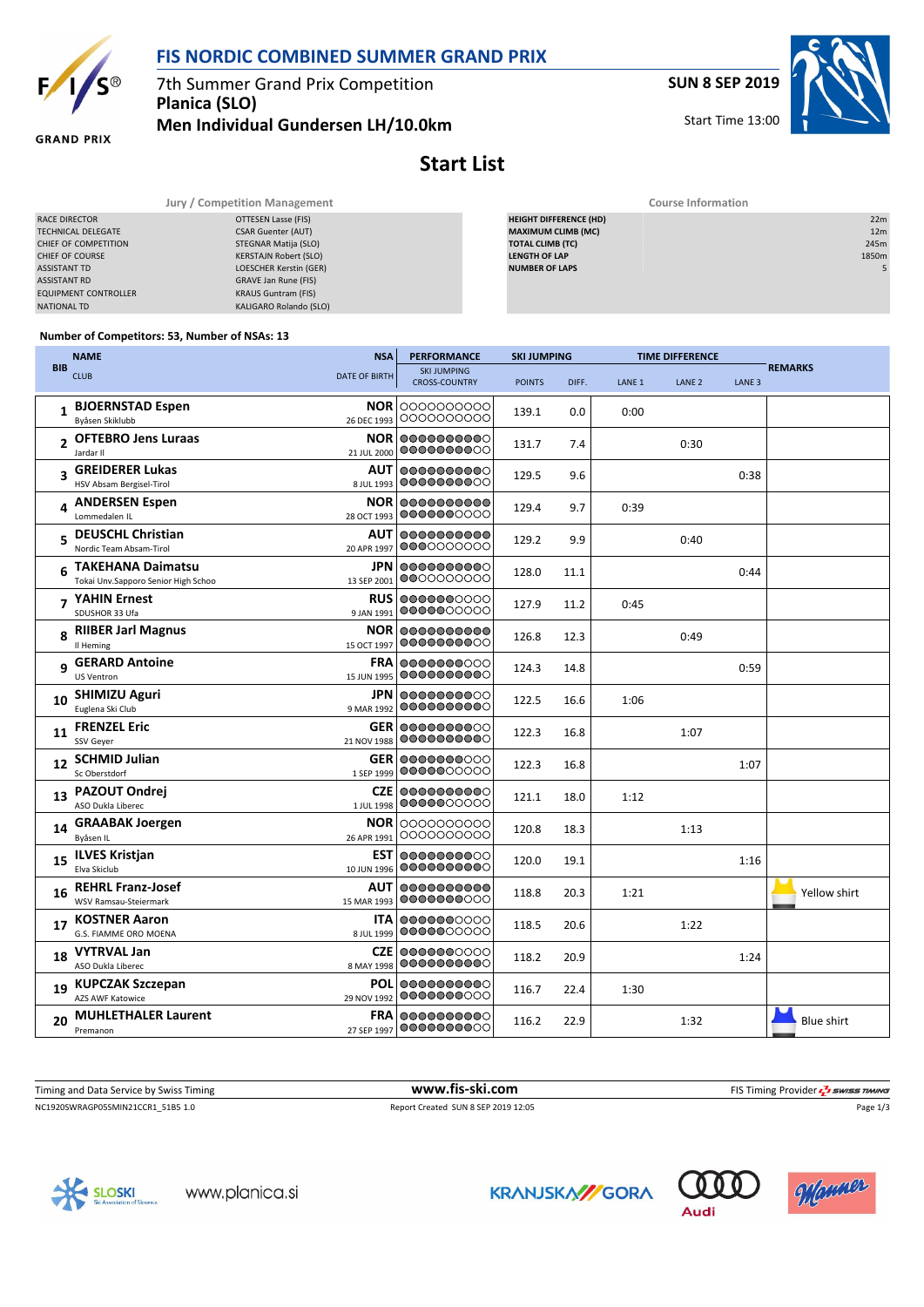# FIS NORDIC COMBINED SUMMER GRAND PRIX

7th Summer Grand Prix Competition
**Planica (SLO)**
**Men Individual Gundersen LH/10.0km**

**SUN 8 SEP 2019**

Start Time 13:00

## Start List

| Jury / Competition Management | |
|---|---|
| RACE DIRECTOR | OTTESEN Lasse (FIS) |
| TECHNICAL DELEGATE | CSAR Guenter (AUT) |
| CHIEF OF COMPETITION | STEGNAR Matija (SLO) |
| CHIEF OF COURSE | KERSTAJN Robert (SLO) |
| ASSISTANT TD | LOESCHER Kerstin (GER) |
| ASSISTANT RD | GRAVE Jan Rune (FIS) |
| EQUIPMENT CONTROLLER | KRAUS Guntram (FIS) |
| NATIONAL TD | KALIGARO Rolando (SLO) |

| Course Information | |
|---|---|
| HEIGHT DIFFERENCE (HD) | 22m |
| MAXIMUM CLIMB (MC) | 12m |
| TOTAL CLIMB (TC) | 245m |
| LENGTH OF LAP | 1850m |
| NUMBER OF LAPS | 5 |

**Number of Competitors: 53, Number of NSAs: 13**

| BIB | NAME / CLUB | NSA / DATE OF BIRTH | PERFORMANCE SKI JUMPING / CROSS-COUNTRY | SKI JUMPING POINTS | DIFF. | LANE 1 | LANE 2 | LANE 3 | REMARKS |
|---|---|---|---|---|---|---|---|---|---|
| 1 | **BJOERNSTAD Espen** Byåsen Skiklubb | **NOR** 26 DEC 1993 | | 139.1 | 0.0 | 0:00 | | | |
| 2 | **OFTEBRO Jens Luraas** Jardar Il | **NOR** 21 JUL 2000 | | 131.7 | 7.4 | | 0:30 | | |
| 3 | **GREIDERER Lukas** HSV Absam Bergisel-Tirol | **AUT** 8 JUL 1993 | | 129.5 | 9.6 | | | 0:38 | |
| 4 | **ANDERSEN Espen** Lommedalen IL | **NOR** 28 OCT 1993 | | 129.4 | 9.7 | 0:39 | | | |
| 5 | **DEUSCHL Christian** Nordic Team Absam-Tirol | **AUT** 20 APR 1997 | | 129.2 | 9.9 | | 0:40 | | |
| 6 | **TAKEHANA Daimatsu** Tokai Unv.Sapporo Senior High Schoo | **JPN** 13 SEP 2001 | | 128.0 | 11.1 | | | 0:44 | |
| 7 | **YAHIN Ernest** SDUSHOR 33 Ufa | **RUS** 9 JAN 1991 | | 127.9 | 11.2 | 0:45 | | | |
| 8 | **RIIBER Jarl Magnus** Il Heming | **NOR** 15 OCT 1997 | | 126.8 | 12.3 | | 0:49 | | |
| 9 | **GERARD Antoine** US Ventron | **FRA** 15 JUN 1995 | | 124.3 | 14.8 | | | 0:59 | |
| 10 | **SHIMIZU Aguri** Euglena Ski Club | **JPN** 9 MAR 1992 | | 122.5 | 16.6 | 1:06 | | | |
| 11 | **FRENZEL Eric** SSV Geyer | **GER** 21 NOV 1988 | | 122.3 | 16.8 | | 1:07 | | |
| 12 | **SCHMID Julian** Sc Oberstdorf | **GER** 1 SEP 1999 | | 122.3 | 16.8 | | | 1:07 | |
| 13 | **PAZOUT Ondrej** ASO Dukla Liberec | **CZE** 1 JUL 1998 | | 121.1 | 18.0 | 1:12 | | | |
| 14 | **GRAABAK Joergen** Byåsen IL | **NOR** 26 APR 1991 | | 120.8 | 18.3 | | 1:13 | | |
| 15 | **ILVES Kristjan** Elva Skiclub | **EST** 10 JUN 1996 | | 120.0 | 19.1 | | | 1:16 | |
| 16 | **REHRL Franz-Josef** WSV Ramsau-Steiermark | **AUT** 15 MAR 1993 | | 118.8 | 20.3 | 1:21 | | | Yellow shirt |
| 17 | **KOSTNER Aaron** G.S. FIAMME ORO MOENA | **ITA** 8 JUL 1999 | | 118.5 | 20.6 | | 1:22 | | |
| 18 | **VYTRVAL Jan** ASO Dukla Liberec | **CZE** 8 MAY 1998 | | 118.2 | 20.9 | | | 1:24 | |
| 19 | **KUPCZAK Szczepan** AZS AWF Katowice | **POL** 29 NOV 1992 | | 116.7 | 22.4 | 1:30 | | | |
| 20 | **MUHLETHALER Laurent** Premanon | **FRA** 27 SEP 1997 | | 116.2 | 22.9 | | 1:32 | | Blue shirt |

Timing and Data Service by Swiss Timing — www.fis-ski.com — FIS Timing Provider SWISS TIMING

NC1920SWRAGP05SMIN21CCR1_51B5 1.0 — Report Created SUN 8 SEP 2019 12:05

www.planica.si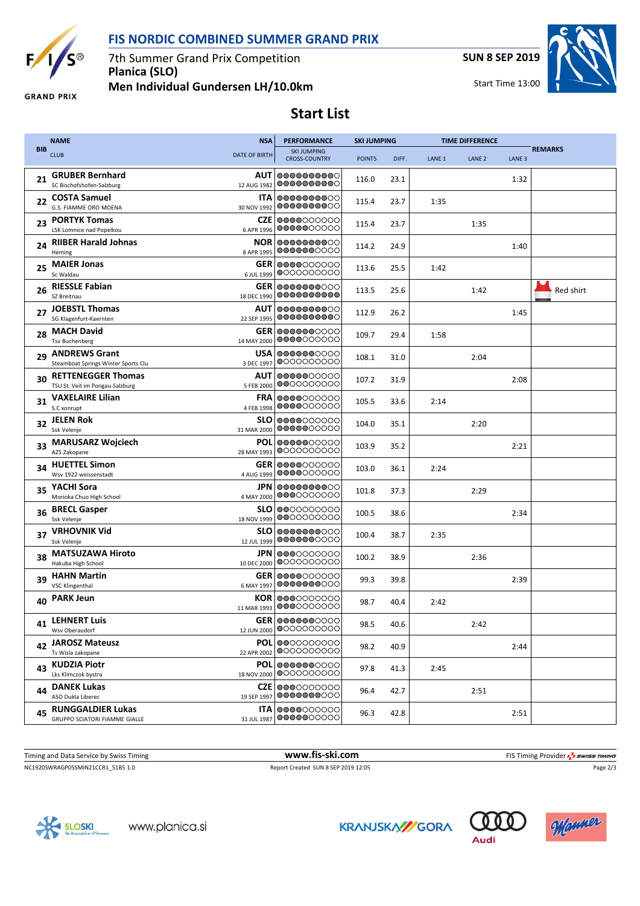## FIS NORDIC COMBINED SUMMER GRAND PRIX

7th Summer Grand Prix Competition
**Planica (SLO)**
**Men Individual Gundersen LH/10.0km**

**SUN 8 SEP 2019**

Start Time 13:00

# Start List

| BIB | NAME / CLUB | NSA / DATE OF BIRTH | PERFORMANCE (SKI JUMPING / CROSS-COUNTRY) | SKI JUMPING POINTS | DIFF. | LANE 1 | LANE 2 | LANE 3 | REMARKS |
|---|---|---|---|---|---|---|---|---|---|
| 21 | **GRUBER Bernhard** SC Bischofshofen-Salzburg | AUT 12 AUG 1982 | | 116.0 | 23.1 | | | 1:32 | |
| 22 | **COSTA Samuel** G.S. FIAMME ORO MOENA | ITA 30 NOV 1992 | | 115.4 | 23.7 | 1:35 | | | |
| 23 | **PORTYK Tomas** LSK Lomnice nad Popelkou | CZE 6 APR 1996 | | 115.4 | 23.7 | | 1:35 | | |
| 24 | **RIIBER Harald Johnas** Heming | NOR 8 APR 1995 | | 114.2 | 24.9 | | | 1:40 | |
| 25 | **MAIER Jonas** Sc Waldau | GER 6 JUL 1999 | | 113.6 | 25.5 | 1:42 | | | |
| 26 | **RIESSLE Fabian** SZ Breitnau | GER 18 DEC 1990 | | 113.5 | 25.6 | | 1:42 | | Red shirt |
| 27 | **JOEBSTL Thomas** SG Klagenfurt-Kaernten | AUT 22 SEP 1995 | | 112.9 | 26.2 | | | 1:45 | |
| 28 | **MACH David** Tsv Buchenberg | GER 14 MAY 2000 | | 109.7 | 29.4 | 1:58 | | | |
| 29 | **ANDREWS Grant** Steamboat Springs Winter Sports Clu | USA 3 DEC 1997 | | 108.1 | 31.0 | | 2:04 | | |
| 30 | **RETTENEGGER Thomas** TSU St. Veit im Pongau-Salzburg | AUT 5 FEB 2000 | | 107.2 | 31.9 | | | 2:08 | |
| 31 | **VAXELAIRE Lilian** S.C xonrupt | FRA 4 FEB 1998 | | 105.5 | 33.6 | 2:14 | | | |
| 32 | **JELEN Rok** Ssk Velenje | SLO 31 MAR 2000 | | 104.0 | 35.1 | | 2:20 | | |
| 33 | **MARUSARZ Wojciech** AZS Zakopane | POL 28 MAY 1993 | | 103.9 | 35.2 | | | 2:21 | |
| 34 | **HUETTEL Simon** Wsv 1922 weissenstadt | GER 4 AUG 1999 | | 103.0 | 36.1 | 2:24 | | | |
| 35 | **YACHI Sora** Morioka Chuo High School | JPN 4 MAY 2000 | | 101.8 | 37.3 | | 2:29 | | |
| 36 | **BRECL Gasper** Ssk Velenje | SLO 18 NOV 1999 | | 100.5 | 38.6 | | | 2:34 | |
| 37 | **VRHOVNIK Vid** Ssk Velenje | SLO 12 JUL 1999 | | 100.4 | 38.7 | 2:35 | | | |
| 38 | **MATSUZAWA Hiroto** Hakuba High School | JPN 10 DEC 2000 | | 100.2 | 38.9 | | 2:36 | | |
| 39 | **HAHN Martin** VSC Klingenthal | GER 6 MAY 1997 | | 99.3 | 39.8 | | | 2:39 | |
| 40 | **PARK Jeun** | KOR 11 MAR 1993 | | 98.7 | 40.4 | 2:42 | | | |
| 41 | **LEHNERT Luis** Wsv Oberaudorf | GER 12 JUN 2000 | | 98.5 | 40.6 | | 2:42 | | |
| 42 | **JAROSZ Mateusz** Ts Wisla zakopane | POL 22 APR 2002 | | 98.2 | 40.9 | | | 2:44 | |
| 43 | **KUDZIA Piotr** Lks Klimczok bystra | POL 18 NOV 2000 | | 97.8 | 41.3 | 2:45 | | | |
| 44 | **DANEK Lukas** ASO Dukla Liberec | CZE 19 SEP 1997 | | 96.4 | 42.7 | | 2:51 | | |
| 45 | **RUNGGALDIER Lukas** GRUPPO SCIATORI FIAMME GIALLE | ITA 31 JUL 1987 | | 96.3 | 42.8 | | | 2:51 | |

Timing and Data Service by Swiss Timing — www.fis-ski.com — FIS Timing Provider SWISS TIMING

NC1920SWRAGP05SMIN21CCR1_51B5 1.0 — Report Created SUN 8 SEP 2019 12:05

www.planica.si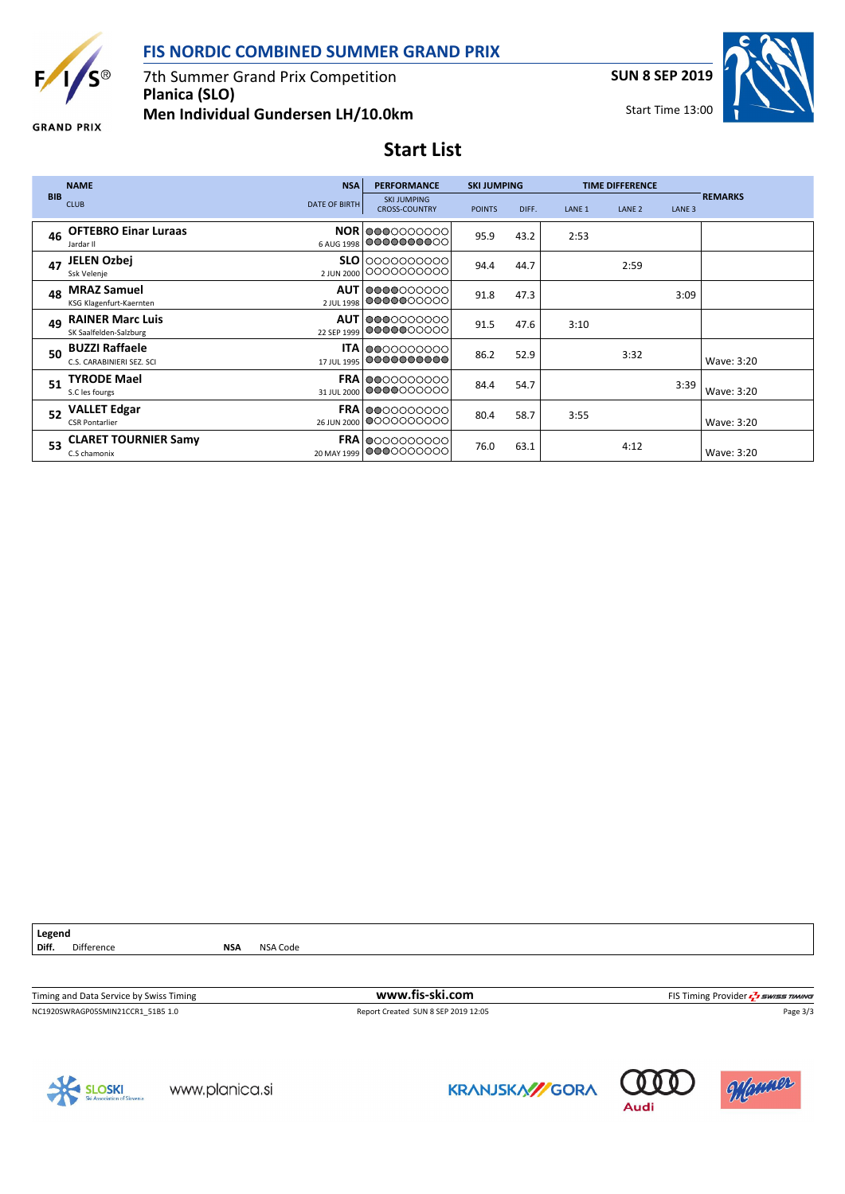# FIS NORDIC COMBINED SUMMER GRAND PRIX

7th Summer Grand Prix Competition
**Planica (SLO)**
**Men Individual Gundersen LH/10.0km**

**SUN 8 SEP 2019**
Start Time 13:00

## Start List

| BIB | NAME / CLUB | NSA / DATE OF BIRTH | PERFORMANCE (SKI JUMPING / CROSS-COUNTRY) | SKI JUMPING POINTS | SKI JUMPING DIFF. | TIME DIFFERENCE LANE 1 | TIME DIFFERENCE LANE 2 | TIME DIFFERENCE LANE 3 | REMARKS |
|---|---|---|---|---|---|---|---|---|---|
| 46 | **OFTEBRO Einar Luraas** Jardar Il | **NOR** 6 AUG 1998 | ●●●○○○○○○○ / ●●●●●●●●○○ | 95.9 | 43.2 | 2:53 | | | |
| 47 | **JELEN Ozbej** Ssk Velenje | **SLO** 2 JUN 2000 | ○○○○○○○○○○ / ○○○○○○○○○○ | 94.4 | 44.7 | | 2:59 | | |
| 48 | **MRAZ Samuel** KSG Klagenfurt-Kaernten | **AUT** 2 JUL 1998 | ●●●●○○○○○○ / ●●●●●●○○○○ | 91.8 | 47.3 | | | 3:09 | |
| 49 | **RAINER Marc Luis** SK Saalfelden-Salzburg | **AUT** 22 SEP 1999 | ●●●○○○○○○○ / ●●●●●●○○○○ | 91.5 | 47.6 | 3:10 | | | |
| 50 | **BUZZI Raffaele** C.S. CARABINIERI SEZ. SCI | **ITA** 17 JUL 1995 | ●●○○○○○○○○ / ●●●●●●●●●● | 86.2 | 52.9 | | 3:32 | | Wave: 3:20 |
| 51 | **TYRODE Mael** S.C les fourgs | **FRA** 31 JUL 2000 | ●●○○○○○○○○ / ●●●●○○○○○○ | 84.4 | 54.7 | | | 3:39 | Wave: 3:20 |
| 52 | **VALLET Edgar** CSR Pontarlier | **FRA** 26 JUN 2000 | ●●○○○○○○○○ / ●○○○○○○○○○ | 80.4 | 58.7 | 3:55 | | | Wave: 3:20 |
| 53 | **CLARET TOURNIER Samy** C.S chamonix | **FRA** 20 MAY 1999 | ●○○○○○○○○○ / ●●●○○○○○○○ | 76.0 | 63.1 | | 4:12 | | Wave: 3:20 |

**Legend**
**Diff.** Difference  **NSA** NSA Code

Timing and Data Service by Swiss Timing  **www.fis-ski.com**  FIS Timing Provider SWISS TIMING

NC1920SWRAGP05SMIN21CCR1_51B5 1.0  Report Created SUN 8 SEP 2019 12:05

SLOSKI Ski Association of Slovenia  www.planica.si  KRANJSKA GORA  Audi  Manner